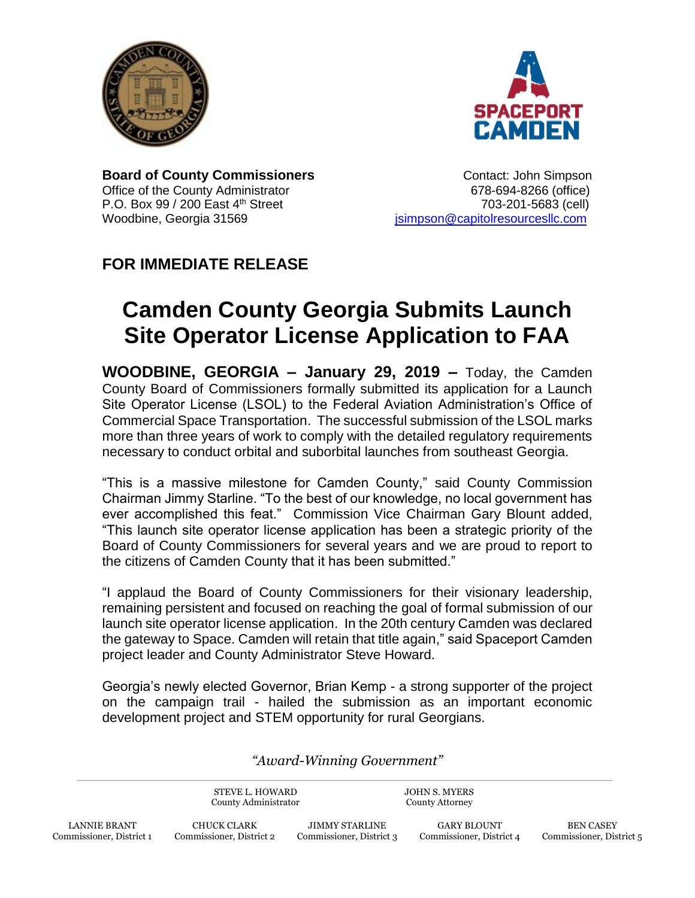**Board of County Commissioners**
Office of the County Administrator
P.O. Box 99 / 200 East 4th Street
Woodbine, Georgia 31569

Contact: John Simpson
678-694-8266 (office)
703-201-5683 (cell)
jsimpson@capitolresourcesllc.com

**FOR IMMEDIATE RELEASE**

# Camden County Georgia Submits Launch Site Operator License Application to FAA

**WOODBINE, GEORGIA – January 29, 2019 –** Today, the Camden County Board of Commissioners formally submitted its application for a Launch Site Operator License (LSOL) to the Federal Aviation Administration's Office of Commercial Space Transportation. The successful submission of the LSOL marks more than three years of work to comply with the detailed regulatory requirements necessary to conduct orbital and suborbital launches from southeast Georgia.

"This is a massive milestone for Camden County," said County Commission Chairman Jimmy Starline. "To the best of our knowledge, no local government has ever accomplished this feat." Commission Vice Chairman Gary Blount added, "This launch site operator license application has been a strategic priority of the Board of County Commissioners for several years and we are proud to report to the citizens of Camden County that it has been submitted."

"I applaud the Board of County Commissioners for their visionary leadership, remaining persistent and focused on reaching the goal of formal submission of our launch site operator license application. In the 20th century Camden was declared the gateway to Space. Camden will retain that title again," said Spaceport Camden project leader and County Administrator Steve Howard.

Georgia's newly elected Governor, Brian Kemp - a strong supporter of the project on the campaign trail - hailed the submission as an important economic development project and STEM opportunity for rural Georgians.

*"Award-Winning Government"*

STEVE L. HOWARD, County Administrator
JOHN S. MYERS, County Attorney

LANNIE BRANT, Commissioner, District 1
CHUCK CLARK, Commissioner, District 2
JIMMY STARLINE, Commissioner, District 3
GARY BLOUNT, Commissioner, District 4
BEN CASEY, Commissioner, District 5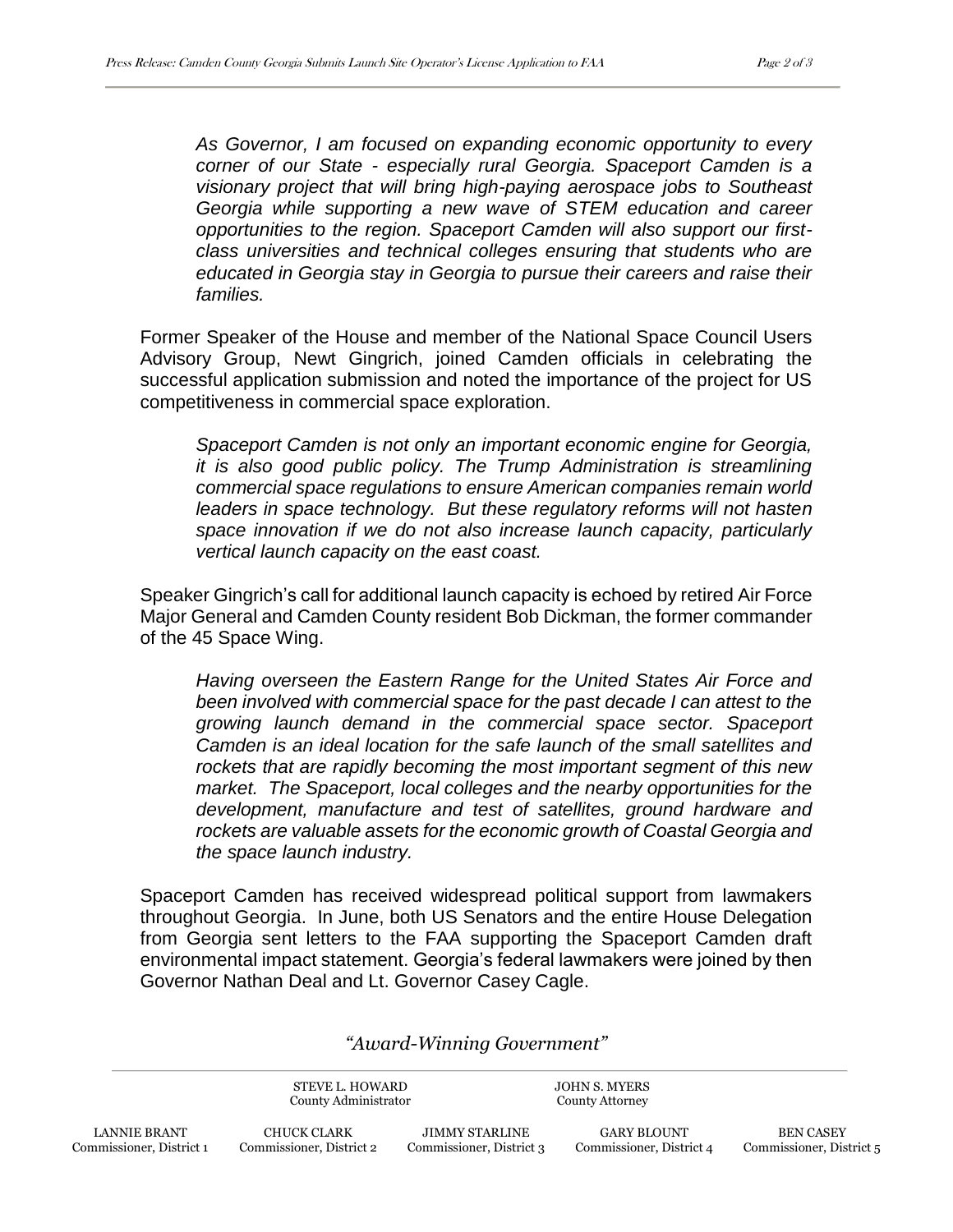*As Governor, I am focused on expanding economic opportunity to every corner of our State - especially rural Georgia. Spaceport Camden is a visionary project that will bring high-paying aerospace jobs to Southeast Georgia while supporting a new wave of STEM education and career opportunities to the region. Spaceport Camden will also support our first-class universities and technical colleges ensuring that students who are educated in Georgia stay in Georgia to pursue their careers and raise their families.*

Former Speaker of the House and member of the National Space Council Users Advisory Group, Newt Gingrich, joined Camden officials in celebrating the successful application submission and noted the importance of the project for US competitiveness in commercial space exploration.

*Spaceport Camden is not only an important economic engine for Georgia, it is also good public policy. The Trump Administration is streamlining commercial space regulations to ensure American companies remain world leaders in space technology. But these regulatory reforms will not hasten space innovation if we do not also increase launch capacity, particularly vertical launch capacity on the east coast.*

Speaker Gingrich's call for additional launch capacity is echoed by retired Air Force Major General and Camden County resident Bob Dickman, the former commander of the 45 Space Wing.

*Having overseen the Eastern Range for the United States Air Force and been involved with commercial space for the past decade I can attest to the growing launch demand in the commercial space sector. Spaceport Camden is an ideal location for the safe launch of the small satellites and rockets that are rapidly becoming the most important segment of this new market. The Spaceport, local colleges and the nearby opportunities for the development, manufacture and test of satellites, ground hardware and rockets are valuable assets for the economic growth of Coastal Georgia and the space launch industry.*

Spaceport Camden has received widespread political support from lawmakers throughout Georgia. In June, both US Senators and the entire House Delegation from Georgia sent letters to the FAA supporting the Spaceport Camden draft environmental impact statement. Georgia's federal lawmakers were joined by then Governor Nathan Deal and Lt. Governor Casey Cagle.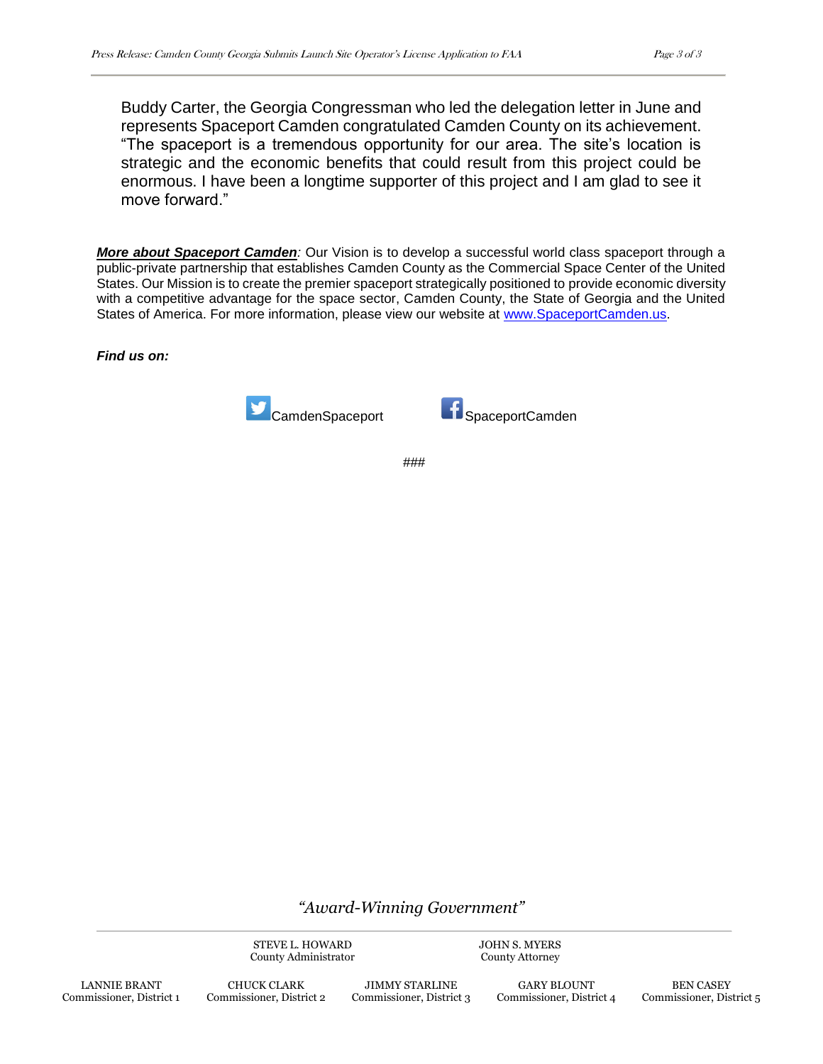Buddy Carter, the Georgia Congressman who led the delegation letter in June and represents Spaceport Camden congratulated Camden County on its achievement. "The spaceport is a tremendous opportunity for our area. The site's location is strategic and the economic benefits that could result from this project could be enormous. I have been a longtime supporter of this project and I am glad to see it move forward."

***More about Spaceport Camden****:* Our Vision is to develop a successful world class spaceport through a public-private partnership that establishes Camden County as the Commercial Space Center of the United States. Our Mission is to create the premier spaceport strategically positioned to provide economic diversity with a competitive advantage for the space sector, Camden County, the State of Georgia and the United States of America. For more information, please view our website at [www.SpaceportCamden.us](http://www.SpaceportCamden.us).

***Find us on:***

CamdenSpaceport SpaceportCamden

###

*"Award-Winning Government"*

STEVE L. HOWARD
County Administrator

JOHN S. MYERS
County Attorney

LANNIE BRANT
Commissioner, District 1

CHUCK CLARK
Commissioner, District 2

JIMMY STARLINE
Commissioner, District 3

GARY BLOUNT
Commissioner, District 4

BEN CASEY
Commissioner, District 5